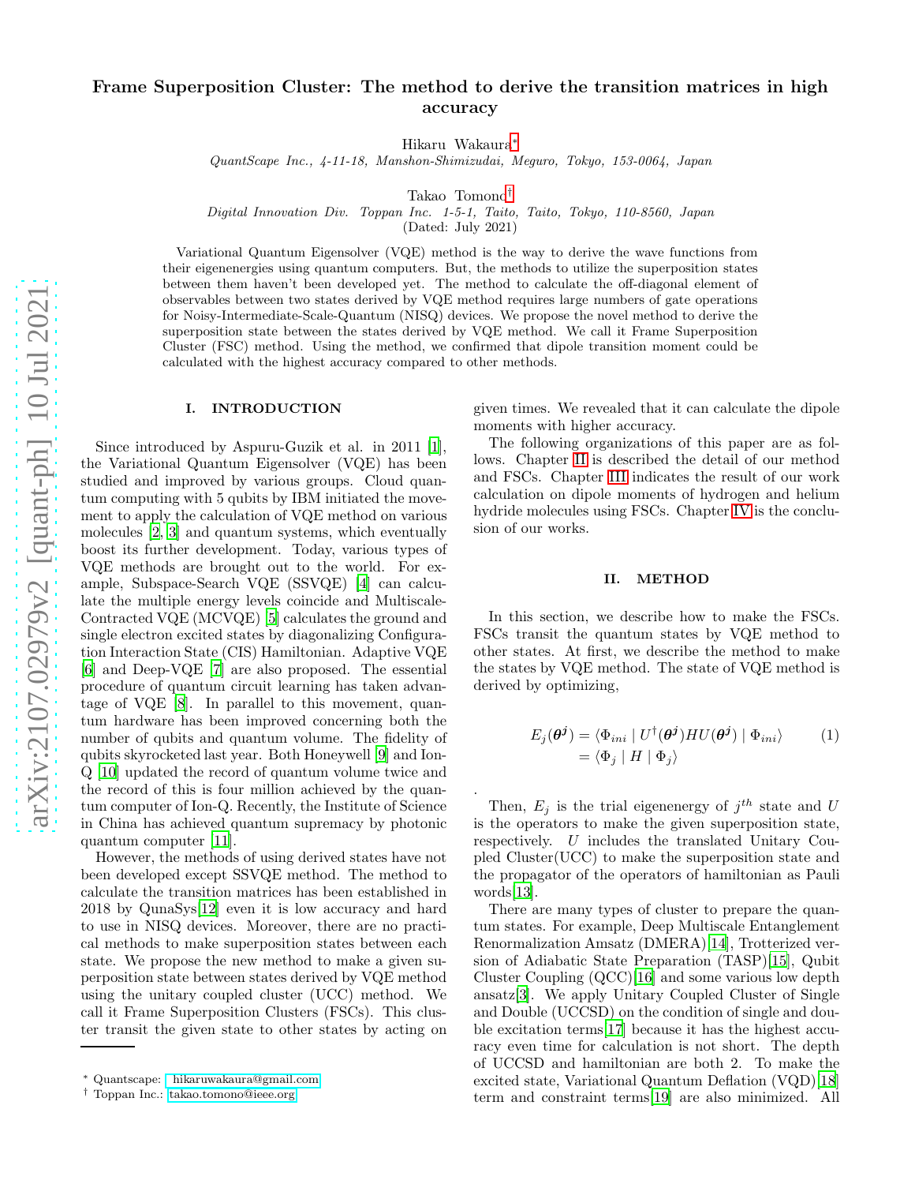# Frame Superposition Cluster: The method to derive the transition matrices in high accuracy

Hikaru Wakaura*

*QuantScape Inc., 4-11-18, Manshon-Shimizudai, Meguro, Tokyo, 153-0064, Japan*

Takao Tomono†

*Digital Innovation Div. Toppan Inc. 1-5-1, Taito, Taito, Tokyo, 110-8560, Japan*

(Dated: July 2021)

Variational Quantum Eigensolver (VQE) method is the way to derive the wave functions from their eigenenergies using quantum computers. But, the methods to utilize the superposition states between them haven't been developed yet. The method to calculate the off-diagonal element of observables between two states derived by VQE method requires large numbers of gate operations for Noisy-Intermediate-Scale-Quantum (NISQ) devices. We propose the novel method to derive the superposition state between the states derived by VQE method. We call it Frame Superposition Cluster (FSC) method. Using the method, we confirmed that dipole transition moment could be calculated with the highest accuracy compared to other methods.

## I. INTRODUCTION

Since introduced by Aspuru-Guzik et al. in 2011 [1], the Variational Quantum Eigensolver (VQE) has been studied and improved by various groups. Cloud quantum computing with 5 qubits by IBM initiated the movement to apply the calculation of VQE method on various molecules [2, 3] and quantum systems, which eventually boost its further development. Today, various types of VQE methods are brought out to the world. For example, Subspace-Search VQE (SSVQE) [4] can calculate the multiple energy levels coincide and Multiscale-Contracted VQE (MCVQE) [5] calculates the ground and single electron excited states by diagonalizing Configuration Interaction State (CIS) Hamiltonian. Adaptive VQE [6] and Deep-VQE [7] are also proposed. The essential procedure of quantum circuit learning has taken advantage of VQE [8]. In parallel to this movement, quantum hardware has been improved concerning both the number of qubits and quantum volume. The fidelity of qubits skyrocketed last year. Both Honeywell [9] and Ion-Q [10] updated the record of quantum volume twice and the record of this is four million achieved by the quantum computer of Ion-Q. Recently, the Institute of Science in China has achieved quantum supremacy by photonic quantum computer [11].

However, the methods of using derived states have not been developed except SSVQE method. The method to calculate the transition matrices has been established in 2018 by QunaSys[12] even it is low accuracy and hard to use in NISQ devices. Moreover, there are no practical methods to make superposition states between each state. We propose the new method to make a given superposition state between states derived by VQE method using the unitary coupled cluster (UCC) method. We call it Frame Superposition Clusters (FSCs). This cluster transit the given state to other states by acting on given times. We revealed that it can calculate the dipole moments with higher accuracy.

The following organizations of this paper are as follows. Chapter II is described the detail of our method and FSCs. Chapter III indicates the result of our work calculation on dipole moments of hydrogen and helium hydride molecules using FSCs. Chapter IV is the conclusion of our works.

## II. METHOD

In this section, we describe how to make the FSCs. FSCs transit the quantum states by VQE method to other states. At first, we describe the method to make the states by VQE method. The state of VQE method is derived by optimizing,

$$
\begin{aligned}
E_j(\boldsymbol{\theta^j}) &= \langle \Phi_{ini} \mid U^{\dagger}(\boldsymbol{\theta^j}) H U(\boldsymbol{\theta^j}) \mid \Phi_{ini} \rangle \\
&= \langle \Phi_j \mid H \mid \Phi_j \rangle
\end{aligned}
\tag{1}
$$

.

Then, $E_j$ is the trial eigenenergy of $j^{th}$ state and $U$ is the operators to make the given superposition state, respectively. $U$ includes the translated Unitary Coupled Cluster(UCC) to make the superposition state and the propagator of the operators of hamiltonian as Pauli words[13].

There are many types of cluster to prepare the quantum states. For example, Deep Multiscale Entanglement Renormalization Amsatz (DMERA)[14], Trotterized version of Adiabatic State Preparation (TASP)[15], Qubit Cluster Coupling (QCC)[16] and some various low depth ansatz[3]. We apply Unitary Coupled Cluster of Single and Double (UCCSD) on the condition of single and double excitation terms[17] because it has the highest accuracy even time for calculation is not short. The depth of UCCSD and hamiltonian are both 2. To make the excited state, Variational Quantum Deflation (VQD)[18] term and constraint terms[19] are also minimized. All

---

* Quantscape: hikaruwakaura@gmail.com

† Toppan Inc.: takao.tomono@ieee.org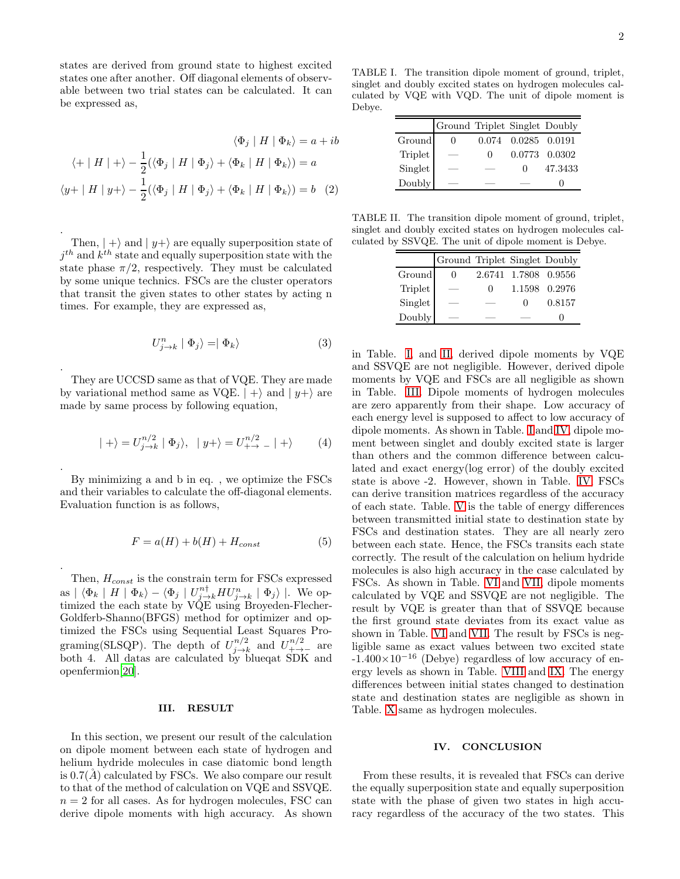states are derived from ground state to highest excited states one after another. Off diagonal elements of observable between two trial states can be calculated. It can be expressed as,

$$
\begin{aligned}
\langle \Phi_j \mid H \mid \Phi_k \rangle &= a + ib \\
\langle + \mid H \mid + \rangle - \frac{1}{2}(\langle \Phi_j \mid H \mid \Phi_j \rangle + \langle \Phi_k \mid H \mid \Phi_k \rangle) &= a \\
\langle y+ \mid H \mid y+ \rangle - \frac{1}{2}(\langle \Phi_j \mid H \mid \Phi_j \rangle + \langle \Phi_k \mid H \mid \Phi_k \rangle) &= b \quad (2)
\end{aligned}
$$

.

Then, $\mid + \rangle$ and $\mid y+ \rangle$ are equally superposition state of $j^{th}$ and $k^{th}$ state and equally superposition state with the state phase $\pi/2$, respectively. They must be calculated by some unique technics. FSCs are the cluster operators that transit the given states to other states by acting n times. For example, they are expressed as,

$$U^n_{j \to k} \mid \Phi_j \rangle = \mid \Phi_k \rangle \quad (3)$$

.

They are UCCSD same as that of VQE. They are made by variational method same as VQE. $\mid + \rangle$ and $\mid y+ \rangle$ are made by same process by following equation,

$$\mid + \rangle = U^{n/2}_{j \to k} \mid \Phi_j \rangle, \quad \mid y+ \rangle = U^{n/2}_{+ \to -} \mid + \rangle \quad (4)$$

.

By minimizing a and b in eq. , we optimize the FSCs and their variables to calculate the off-diagonal elements. Evaluation function is as follows,

$$F = a(H) + b(H) + H_{const} \quad (5)$$

.

Then, $H_{const}$ is the constrain term for FSCs expressed as $\mid \langle \Phi_k \mid H \mid \Phi_k \rangle - \langle \Phi_j \mid U^{n\dagger}_{j \to k} H U^n_{j \to k} \mid \Phi_j \rangle \mid$. We optimized the each state by VQE using Broyeden-Flecher-Goldferb-Shanno(BFGS) method for optimizer and optimized the FSCs using Sequential Least Squares Programing(SLSQP). The depth of $U^{n/2}_{j \to k}$ and $U^{n/2}_{+ \to -}$ are both 4. All datas are calculated by blueqat SDK and openfermion[20].

## III. RESULT

In this section, we present our result of the calculation on dipole moment between each state of hydrogen and helium hydride molecules in case diatomic bond length is 0.7($\mathring{A}$) calculated by FSCs. We also compare our result to that of the method of calculation on VQE and SSVQE. $n = 2$ for all cases. As for hydrogen molecules, FSC can derive dipole moments with high accuracy. As shown in Table. I, and II, derived dipole moments by VQE and SSVQE are not negligible. However, derived dipole moments by VQE and FSCs are all negligible as shown in Table. III. Dipole moments of hydrogen molecules are zero apparently from their shape. Low accuracy of each energy level is supposed to affect to low accuracy of dipole moments. As shown in Table. I and IV, dipole moment between singlet and doubly excited state is larger than others and the common difference between calculated and exact energy(log error) of the doubly excited state is above -2. However, shown in Table. IV, FSCs can derive transition matrices regardless of the accuracy of each state. Table. V is the table of energy differences between transmitted initial state to destination state by FSCs and destination states. They are all nearly zero between each state. Hence, the FSCs transits each state correctly. The result of the calculation on helium hydride molecules is also high accuracy in the case calculated by FSCs. As shown in Table. VI and VII, dipole moments calculated by VQE and SSVQE are not negligible. The result by VQE is greater than that of SSVQE because the first ground state deviates from its exact value as shown in Table. VI and VII. The result by FSCs is negligible same as exact values between two excited state -1.400×$10^{-16}$ (Debye) regardless of low accuracy of energy levels as shown in Table. VIII and IX. The energy differences between initial states changed to destination state and destination states are negligible as shown in Table. X same as hydrogen molecules.

TABLE I. The transition dipole moment of ground, triplet, singlet and doubly excited states on hydrogen molecules calculated by VQE with VQD. The unit of dipole moment is Debye.

| | Ground | Triplet | Singlet | Doubly |
|---|---|---|---|---|
| Ground | 0 | 0.074 | 0.0285 | 0.0191 |
| Triplet | — | 0 | 0.0773 | 0.0302 |
| Singlet | — | — | 0 | 47.3433 |
| Doubly | — | — | — | 0 |

TABLE II. The transition dipole moment of ground, triplet, singlet and doubly excited states on hydrogen molecules calculated by SSVQE. The unit of dipole moment is Debye.

| | Ground | Triplet | Singlet | Doubly |
|---|---|---|---|---|
| Ground | 0 | 2.6741 | 1.7808 | 0.9556 |
| Triplet | — | 0 | 1.1598 | 0.2976 |
| Singlet | — | — | 0 | 0.8157 |
| Doubly | — | — | — | 0 |

## IV. CONCLUSION

From these results, it is revealed that FSCs can derive the equally superposition state and equally superposition state with the phase of given two states in high accuracy regardless of the accuracy of the two states. This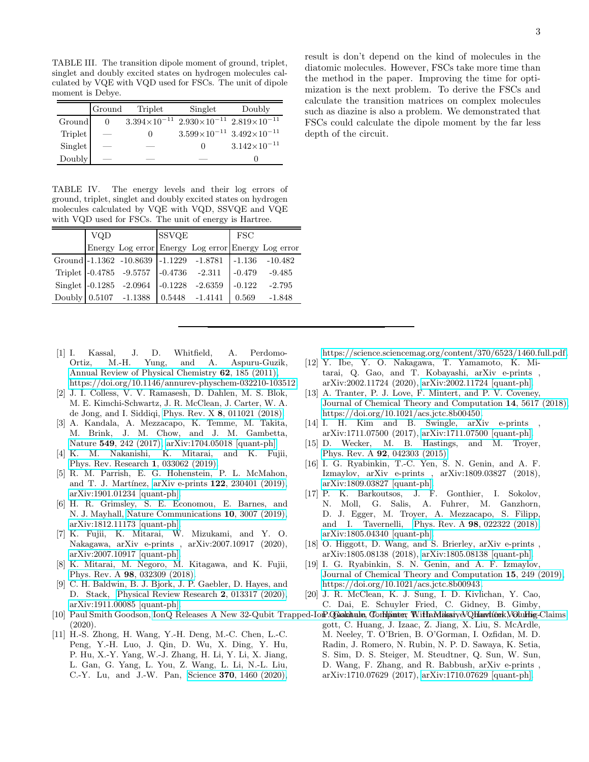TABLE III. The transition dipole moment of ground, triplet, singlet and doubly excited states on hydrogen molecules calculated by VQE with VQD used for FSCs. The unit of dipole moment is Debye.

| | Ground | Triplet | Singlet | Doubly |
|---|---|---|---|---|
| Ground | 0 | $3.394\times10^{-11}$ | $2.930\times10^{-11}$ | $2.819\times10^{-11}$ |
| Triplet | — | 0 | $3.599\times10^{-11}$ | $3.492\times10^{-11}$ |
| Singlet | — | — | 0 | $3.142\times10^{-11}$ |
| Doubly | — | — | — | 0 |

TABLE IV. The energy levels and their log errors of ground, triplet, singlet and doubly excited states on hydrogen molecules calculated by VQE with VQD, SSVQE and VQE with VQD used for FSCs. The unit of energy is Hartree.

| | VQD | | SSVQE | | FSC | |
|---|---|---|---|---|---|---|
| | Energy | Log error | Energy | Log error | Energy | Log error |
| Ground | -1.1362 | -10.8639 | -1.1229 | -1.8781 | -1.136 | -10.482 |
| Triplet | -0.4785 | -9.5757 | -0.4736 | -2.311 | -0.479 | -9.485 |
| Singlet | -0.1285 | -2.0964 | -0.1228 | -2.6359 | -0.122 | -2.795 |
| Doubly | 0.5107 | -1.1388 | 0.5448 | -1.4141 | 0.569 | -1.848 |

result is don't depend on the kind of molecules in the diatomic molecules. However, FSCs take more time than the method in the paper. Improving the time for optimization is the next problem. To derive the FSCs and calculate the transition matrices on complex molecules such as diazine is also a problem. We demonstrated that FSCs could calculate the dipole moment by the far less depth of the circuit.

---

[1] I. Kassal, J. D. Whitfield, A. Perdomo-Ortiz, M.-H. Yung, and A. Aspuru-Guzik, Annual Review of Physical Chemistry **62**, 185 (2011), https://doi.org/10.1146/annurev-physchem-032210-103512.

[2] J. I. Colless, V. V. Ramasesh, D. Dahlen, M. S. Blok, M. E. Kimchi-Schwartz, J. R. McClean, J. Carter, W. A. de Jong, and I. Siddiqi, Phys. Rev. X **8**, 011021 (2018).

[3] A. Kandala, A. Mezzacapo, K. Temme, M. Takita, M. Brink, J. M. Chow, and J. M. Gambetta, Nature **549**, 242 (2017), arXiv:1704.05018 [quant-ph].

[4] K. M. Nakanishi, K. Mitarai, and K. Fujii, Phys. Rev. Research **1**, 033062 (2019).

[5] R. M. Parrish, E. G. Hohenstein, P. L. McMahon, and T. J. Martínez, arXiv e-prints **122**, 230401 (2019), arXiv:1901.01234 [quant-ph].

[6] H. R. Grimsley, S. E. Economou, E. Barnes, and N. J. Mayhall, Nature Communications **10**, 3007 (2019), arXiv:1812.11173 [quant-ph].

[7] K. Fujii, K. Mitarai, W. Mizukami, and Y. O. Nakagawa, arXiv e-prints , arXiv:2007.10917 (2020), arXiv:2007.10917 [quant-ph].

[8] K. Mitarai, M. Negoro, M. Kitagawa, and K. Fujii, Phys. Rev. A **98**, 032309 (2018).

[9] C. H. Baldwin, B. J. Bjork, J. P. Gaebler, D. Hayes, and D. Stack, Physical Review Research **2**, 013317 (2020), arXiv:1911.00085 [quant-ph].

[10] Paul Smith Goodson, IonQ Releases A New 32-Qubit Trapped-Ion Quantum Computer With Massive Quantum Volume Claims (2020).

[11] H.-S. Zhong, H. Wang, Y.-H. Deng, M.-C. Chen, L.-C. Peng, Y.-H. Luo, J. Qin, D. Wu, X. Ding, Y. Hu, P. Hu, X.-Y. Yang, W.-J. Zhang, H. Li, Y. Li, X. Jiang, L. Gan, G. Yang, L. You, Z. Wang, L. Li, N.-L. Liu, C.-Y. Lu, and J.-W. Pan, Science **370**, 1460 (2020), https://science.sciencemag.org/content/370/6523/1460.full.pdf.

[12] Y. Ibe, Y. O. Nakagawa, T. Yamamoto, K. Mitarai, Q. Gao, and T. Kobayashi, arXiv e-prints , arXiv:2002.11724 (2020), arXiv:2002.11724 [quant-ph].

[13] A. Tranter, P. J. Love, F. Mintert, and P. V. Coveney, Journal of Chemical Theory and Computation **14**, 5617 (2018), https://doi.org/10.1021/acs.jctc.8b00450.

[14] I. H. Kim and B. Swingle, arXiv e-prints , arXiv:1711.07500 (2017), arXiv:1711.07500 [quant-ph].

[15] D. Wecker, M. B. Hastings, and M. Troyer, Phys. Rev. A **92**, 042303 (2015).

[16] I. G. Ryabinkin, T.-C. Yen, S. N. Genin, and A. F. Izmaylov, arXiv e-prints , arXiv:1809.03827 (2018), arXiv:1809.03827 [quant-ph].

[17] P. K. Barkoutsos, J. F. Gonthier, I. Sokolov, N. Moll, G. Salis, A. Fuhrer, M. Ganzhorn, D. J. Egger, M. Troyer, A. Mezzacapo, S. Filipp, and I. Tavernelli, Phys. Rev. A **98**, 022322 (2018), arXiv:1805.04340 [quant-ph].

[18] O. Higgott, D. Wang, and S. Brierley, arXiv e-prints , arXiv:1805.08138 (2018), arXiv:1805.08138 [quant-ph].

[19] I. G. Ryabinkin, S. N. Genin, and A. F. Izmaylov, Journal of Chemical Theory and Computation **15**, 249 (2019), https://doi.org/10.1021/acs.jctc.8b00943.

[20] J. R. McClean, K. J. Sung, I. D. Kivlichan, Y. Cao, C. Dai, E. Schuyler Fried, C. Gidney, B. Gimby, P. Gokhale, T. Häner, T. Hardikar, V. Havlíček, O. Higgott, C. Huang, J. Izaac, Z. Jiang, X. Liu, S. McArdle, M. Neeley, T. O'Brien, B. O'Gorman, I. Ozfidan, M. D. Radin, J. Romero, N. Rubin, N. P. D. Sawaya, K. Setia, S. Sim, D. S. Steiger, M. Steudtner, Q. Sun, W. Sun, D. Wang, F. Zhang, and R. Babbush, arXiv e-prints , arXiv:1710.07629 (2017), arXiv:1710.07629 [quant-ph].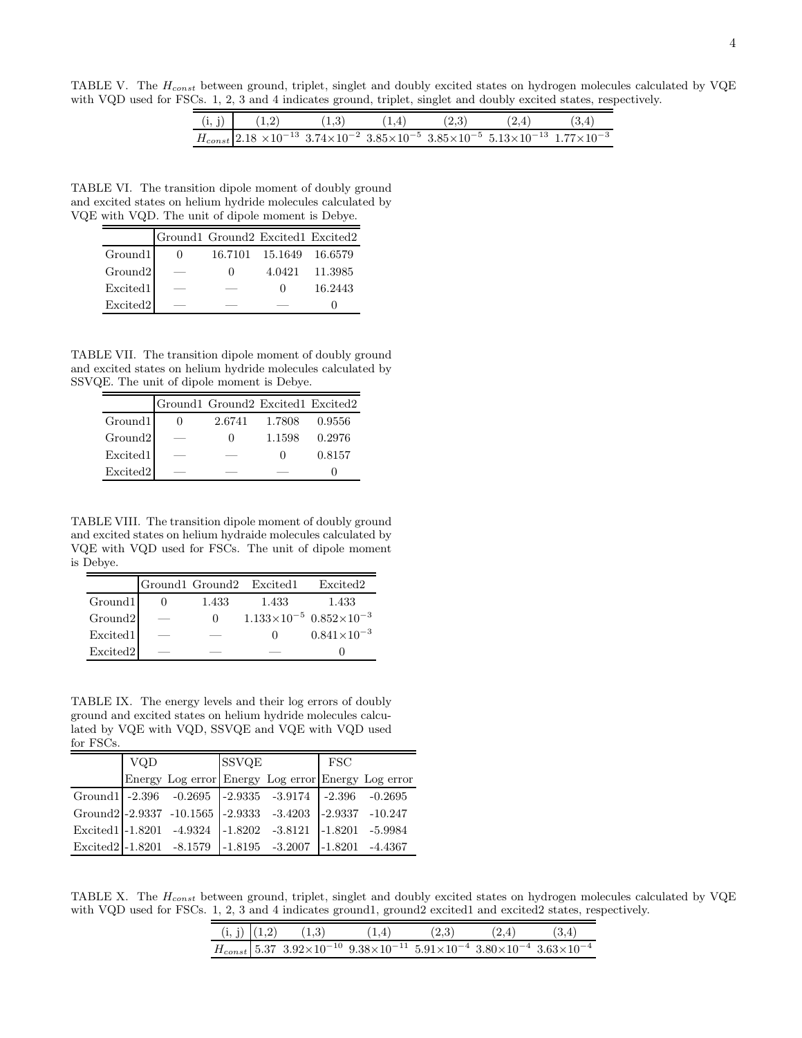TABLE V. The $H_{const}$ between ground, triplet, singlet and doubly excited states on hydrogen molecules calculated by VQE with VQD used for FSCs. 1, 2, 3 and 4 indicates ground, triplet, singlet and doubly excited states, respectively.

| (i, j) | (1,2) | (1,3) | (1,4) | (2,3) | (2,4) | (3,4) |
|---|---|---|---|---|---|---|
| $H_{const}$ | $2.18 \times 10^{-13}$ | $3.74 \times 10^{-2}$ | $3.85 \times 10^{-5}$ | $3.85 \times 10^{-5}$ | $5.13 \times 10^{-13}$ | $1.77 \times 10^{-3}$ |

TABLE VI. The transition dipole moment of doubly ground and excited states on helium hydride molecules calculated by VQE with VQD. The unit of dipole moment is Debye.

| | Ground1 | Ground2 | Excited1 | Excited2 |
|---|---|---|---|---|
| Ground1 | 0 | 16.7101 | 15.1649 | 16.6579 |
| Ground2 | — | 0 | 4.0421 | 11.3985 |
| Excited1 | — | — | 0 | 16.2443 |
| Excited2 | — | — | — | 0 |

TABLE VII. The transition dipole moment of doubly ground and excited states on helium hydride molecules calculated by SSVQE. The unit of dipole moment is Debye.

| | Ground1 | Ground2 | Excited1 | Excited2 |
|---|---|---|---|---|
| Ground1 | 0 | 2.6741 | 1.7808 | 0.9556 |
| Ground2 | — | 0 | 1.1598 | 0.2976 |
| Excited1 | — | — | 0 | 0.8157 |
| Excited2 | — | — | — | 0 |

TABLE VIII. The transition dipole moment of doubly ground and excited states on helium hydraide molecules calculated by VQE with VQD used for FSCs. The unit of dipole moment is Debye.

| | Ground1 | Ground2 | Excited1 | Excited2 |
|---|---|---|---|---|
| Ground1 | 0 | 1.433 | 1.433 | 1.433 |
| Ground2 | — | 0 | $1.133 \times 10^{-5}$ | $0.852 \times 10^{-3}$ |
| Excited1 | — | — | 0 | $0.841 \times 10^{-3}$ |
| Excited2 | — | — | — | 0 |

TABLE IX. The energy levels and their log errors of doubly ground and excited states on helium hydride molecules calculated by VQE with VQD, SSVQE and VQE with VQD used for FSCs.

| | VQD | | SSVQE | | FSC | |
|---|---|---|---|---|---|---|
| | Energy | Log error | Energy | Log error | Energy | Log error |
| Ground1 | -2.396 | -0.2695 | -2.9335 | -3.9174 | -2.396 | -0.2695 |
| Ground2 | -2.9337 | -10.1565 | -2.9333 | -3.4203 | -2.9337 | -10.247 |
| Excited1 | -1.8201 | -4.9324 | -1.8202 | -3.8121 | -1.8201 | -5.9984 |
| Excited2 | -1.8201 | -8.1579 | -1.8195 | -3.2007 | -1.8201 | -4.4367 |

TABLE X. The $H_{const}$ between ground, triplet, singlet and doubly excited states on hydrogen molecules calculated by VQE with VQD used for FSCs. 1, 2, 3 and 4 indicates ground1, ground2 excited1 and excited2 states, respectively.

| (i, j) | (1,2) | (1,3) | (1,4) | (2,3) | (2,4) | (3,4) |
|---|---|---|---|---|---|---|
| $H_{const}$ | 5.37 | $3.92 \times 10^{-10}$ | $9.38 \times 10^{-11}$ | $5.91 \times 10^{-4}$ | $3.80 \times 10^{-4}$ | $3.63 \times 10^{-4}$ |